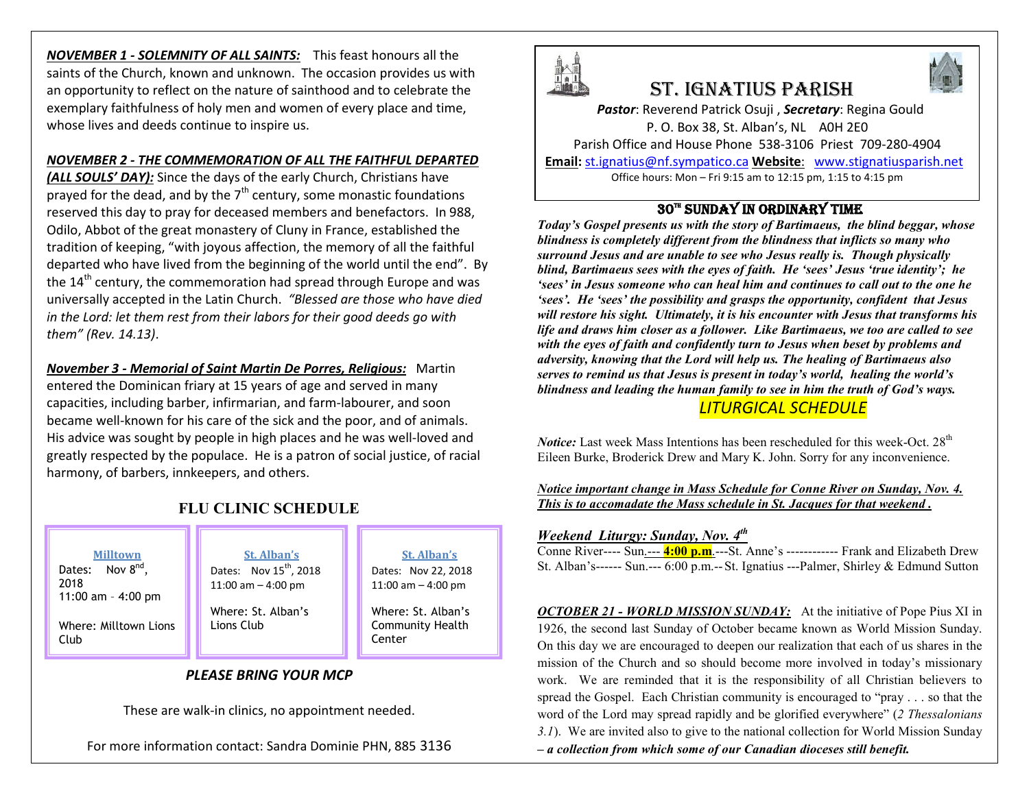***NOVEMBER 1 - SOLEMNITY OF ALL SAINTS:*** This feast honours all the saints of the Church, known and unknown. The occasion provides us with an opportunity to reflect on the nature of sainthood and to celebrate the exemplary faithfulness of holy men and women of every place and time, whose lives and deeds continue to inspire us.

***NOVEMBER 2 - THE COMMEMORATION OF ALL THE FAITHFUL DEPARTED (ALL SOULS' DAY):*** Since the days of the early Church, Christians have prayed for the dead, and by the 7th century, some monastic foundations reserved this day to pray for deceased members and benefactors. In 988, Odilo, Abbot of the great monastery of Cluny in France, established the tradition of keeping, "with joyous affection, the memory of all the faithful departed who have lived from the beginning of the world until the end". By the 14th century, the commemoration had spread through Europe and was universally accepted in the Latin Church. *"Blessed are those who have died in the Lord: let them rest from their labors for their good deeds go with them" (Rev. 14.13)*.

***November 3 - Memorial of Saint Martin De Porres, Religious:*** Martin entered the Dominican friary at 15 years of age and served in many capacities, including barber, infirmarian, and farm-labourer, and soon became well-known for his care of the sick and the poor, and of animals. His advice was sought by people in high places and he was well-loved and greatly respected by the populace. He is a patron of social justice, of racial harmony, of barbers, innkeepers, and others.

## FLU CLINIC SCHEDULE

| Milltown | St. Alban's | St. Alban's |
|---|---|---|
| Dates: Nov 8th, 2018 | Dates: Nov 15th, 2018 | Dates: Nov 22, 2018 |
| 11:00 am - 4:00 pm | 11:00 am – 4:00 pm | 11:00 am – 4:00 pm |
| Where: Milltown Lions Club | Where: St. Alban's Lions Club | Where: St. Alban's Community Health Center |

*PLEASE BRING YOUR MCP*

These are walk-in clinics, no appointment needed.

For more information contact: Sandra Dominie PHN, 885 3136

# ST. IGNATIUS PARISH

***Pastor***: Reverend Patrick Osuji , ***Secretary***: Regina Gould
P. O. Box 38, St. Alban's, NL A0H 2E0
Parish Office and House Phone 538-3106 Priest 709-280-4904
**Email:** st.ignatius@nf.sympatico.ca **Website**: www.stignatiusparish.net
Office hours: Mon – Fri 9:15 am to 12:15 pm, 1:15 to 4:15 pm

## 30th SUNDAY IN ORDINARY TIME

***Today's Gospel presents us with the story of Bartimaeus, the blind beggar, whose blindness is completely different from the blindness that inflicts so many who surround Jesus and are unable to see who Jesus really is. Though physically blind, Bartimaeus sees with the eyes of faith. He 'sees' Jesus 'true identity'; he 'sees' in Jesus someone who can heal him and continues to call out to the one he 'sees'. He 'sees' the possibility and grasps the opportunity, confident that Jesus will restore his sight. Ultimately, it is his encounter with Jesus that transforms his life and draws him closer as a follower. Like Bartimaeus, we too are called to see with the eyes of faith and confidently turn to Jesus when beset by problems and adversity, knowing that the Lord will help us. The healing of Bartimaeus also serves to remind us that Jesus is present in today's world, healing the world's blindness and leading the human family to see in him the truth of God's ways.***

## *LITURGICAL SCHEDULE*

*Notice:* Last week Mass Intentions has been rescheduled for this week-Oct. 28th Eileen Burke, Broderick Drew and Mary K. John. Sorry for any inconvenience.

***Notice important change in Mass Schedule for Conne River on Sunday, Nov. 4. This is to accomadate the Mass schedule in St. Jacques for that weekend .***

***Weekend Liturgy: Sunday, Nov. 4th***

Conne River---- Sun.--- **4:00 p.m**.---St. Anne's ------------ Frank and Elizabeth Drew
St. Alban's------ Sun.--- 6:00 p.m.-- St. Ignatius ---Palmer, Shirley & Edmund Sutton

***OCTOBER 21 - WORLD MISSION SUNDAY:*** At the initiative of Pope Pius XI in 1926, the second last Sunday of October became known as World Mission Sunday. On this day we are encouraged to deepen our realization that each of us shares in the mission of the Church and so should become more involved in today's missionary work. We are reminded that it is the responsibility of all Christian believers to spread the Gospel. Each Christian community is encouraged to "pray . . . so that the word of the Lord may spread rapidly and be glorified everywhere" (*2 Thessalonians 3.1*). We are invited also to give to the national collection for World Mission Sunday ***– a collection from which some of our Canadian dioceses still benefit.***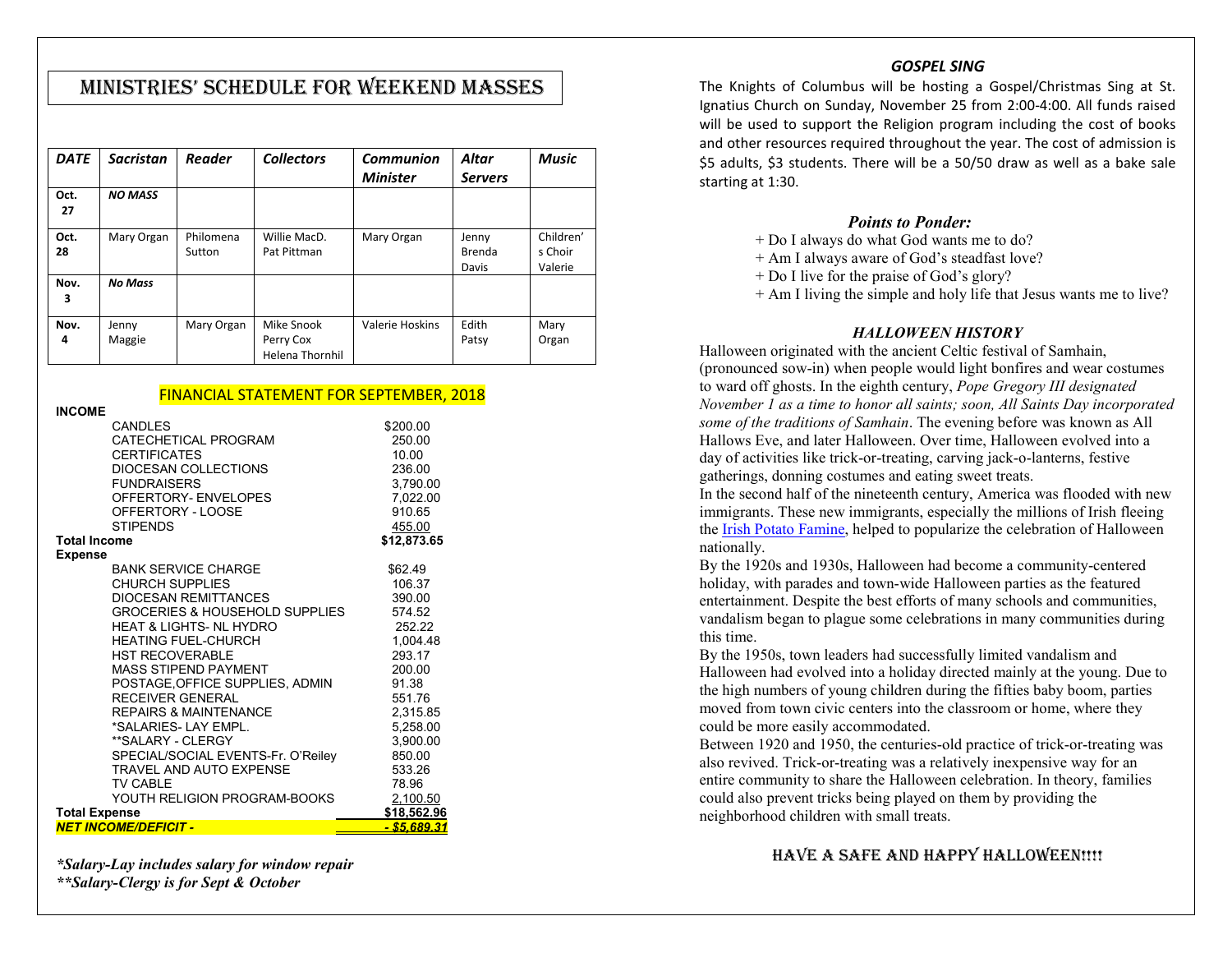# MINISTRIES' SCHEDULE FOR WEEKEND MASSES

| *DATE* | *Sacristan* | *Reader* | *Collectors* | *Communion Minister* | *Altar Servers* | *Music* |
|---|---|---|---|---|---|---|
| **Oct. 27** | ***NO MASS*** | | | | | |
| **Oct. 28** | Mary Organ | Philomena Sutton | Willie MacD. Pat Pittman | Mary Organ | Jenny Brenda Davis | Children's Choir Valerie |
| **Nov. 3** | ***No Mass*** | | | | | |
| **Nov. 4** | Jenny Maggie | Mary Organ | Mike Snook Perry Cox Helena Thornhil | Valerie Hoskins | Edith Patsy | Mary Organ |

## FINANCIAL STATEMENT FOR SEPTEMBER, 2018

| | |
|---|---|
| **INCOME** | |
| CANDLES | $200.00 |
| CATECHETICAL PROGRAM | 250.00 |
| CERTIFICATES | 10.00 |
| DIOCESAN COLLECTIONS | 236.00 |
| FUNDRAISERS | 3,790.00 |
| OFFERTORY- ENVELOPES | 7,022.00 |
| OFFERTORY - LOOSE | 910.65 |
| STIPENDS | 455.00 |
| **Total Income** | **$12,873.65** |
| **Expense** | |
| BANK SERVICE CHARGE | $62.49 |
| CHURCH SUPPLIES | 106.37 |
| DIOCESAN REMITTANCES | 390.00 |
| GROCERIES & HOUSEHOLD SUPPLIES | 574.52 |
| HEAT & LIGHTS- NL HYDRO | 252.22 |
| HEATING FUEL-CHURCH | 1,004.48 |
| HST RECOVERABLE | 293.17 |
| MASS STIPEND PAYMENT | 200.00 |
| POSTAGE,OFFICE SUPPLIES, ADMIN | 91.38 |
| RECEIVER GENERAL | 551.76 |
| REPAIRS & MAINTENANCE | 2,315.85 |
| *SALARIES- LAY EMPL. | 5,258.00 |
| **SALARY - CLERGY | 3,900.00 |
| SPECIAL/SOCIAL EVENTS-Fr. O'Reiley | 850.00 |
| TRAVEL AND AUTO EXPENSE | 533.26 |
| TV CABLE | 78.96 |
| YOUTH RELIGION PROGRAM-BOOKS | 2,100.50 |
| **Total Expense** | **$18,562.96** |
| ***NET INCOME/DEFICIT -*** | ***- $5,689.31*** |

***Salary-Lay includes salary for window repair***
***\*\*Salary-Clergy is for Sept & October***

### *GOSPEL SING*

The Knights of Columbus will be hosting a Gospel/Christmas Sing at St. Ignatius Church on Sunday, November 25 from 2:00-4:00. All funds raised will be used to support the Religion program including the cost of books and other resources required throughout the year. The cost of admission is $5 adults, $3 students. There will be a 50/50 draw as well as a bake sale starting at 1:30.

### *Points to Ponder:*

+ Do I always do what God wants me to do?
+ Am I always aware of God's steadfast love?
+ Do I live for the praise of God's glory?
+ Am I living the simple and holy life that Jesus wants me to live?

### *HALLOWEEN HISTORY*

Halloween originated with the ancient Celtic festival of Samhain, (pronounced sow-in) when people would light bonfires and wear costumes to ward off ghosts. In the eighth century, *Pope Gregory III designated November 1 as a time to honor all saints; soon, All Saints Day incorporated some of the traditions of Samhain*. The evening before was known as All Hallows Eve, and later Halloween. Over time, Halloween evolved into a day of activities like trick-or-treating, carving jack-o-lanterns, festive gatherings, donning costumes and eating sweet treats.

In the second half of the nineteenth century, America was flooded with new immigrants. These new immigrants, especially the millions of Irish fleeing the Irish Potato Famine, helped to popularize the celebration of Halloween nationally.

By the 1920s and 1930s, Halloween had become a community-centered holiday, with parades and town-wide Halloween parties as the featured entertainment. Despite the best efforts of many schools and communities, vandalism began to plague some celebrations in many communities during this time.

By the 1950s, town leaders had successfully limited vandalism and Halloween had evolved into a holiday directed mainly at the young. Due to the high numbers of young children during the fifties baby boom, parties moved from town civic centers into the classroom or home, where they could be more easily accommodated.

Between 1920 and 1950, the centuries-old practice of trick-or-treating was also revived. Trick-or-treating was a relatively inexpensive way for an entire community to share the Halloween celebration. In theory, families could also prevent tricks being played on them by providing the neighborhood children with small treats.

## HAVE A SAFE AND HAPPY HALLOWEEN!!!!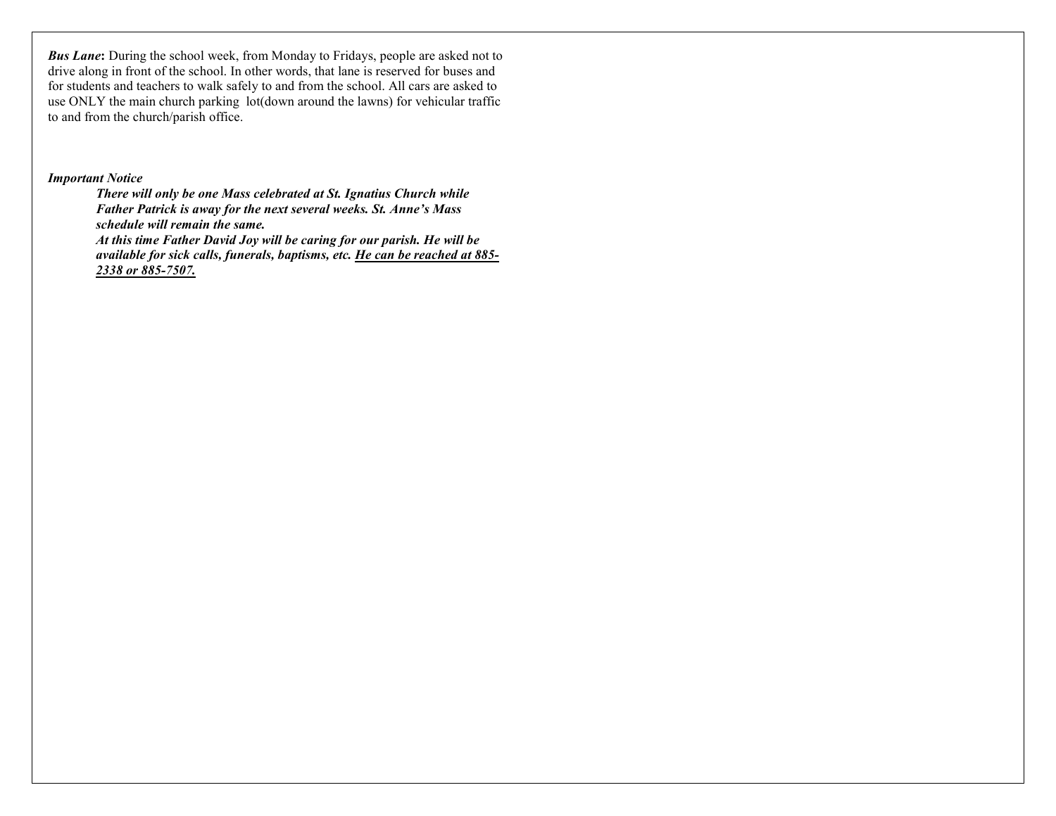***Bus Lane*****:** During the school week, from Monday to Fridays, people are asked not to drive along in front of the school. In other words, that lane is reserved for buses and for students and teachers to walk safely to and from the school. All cars are asked to use ONLY the main church parking lot(down around the lawns) for vehicular traffic to and from the church/parish office.

***Important Notice***

> ***There will only be one Mass celebrated at St. Ignatius Church while Father Patrick is away for the next several weeks. St. Anne's Mass schedule will remain the same.***
>
> ***At this time Father David Joy will be caring for our parish. He will be available for sick calls, funerals, baptisms, etc. <u>He can be reached at 885-2338 or 885-7507.</u>***